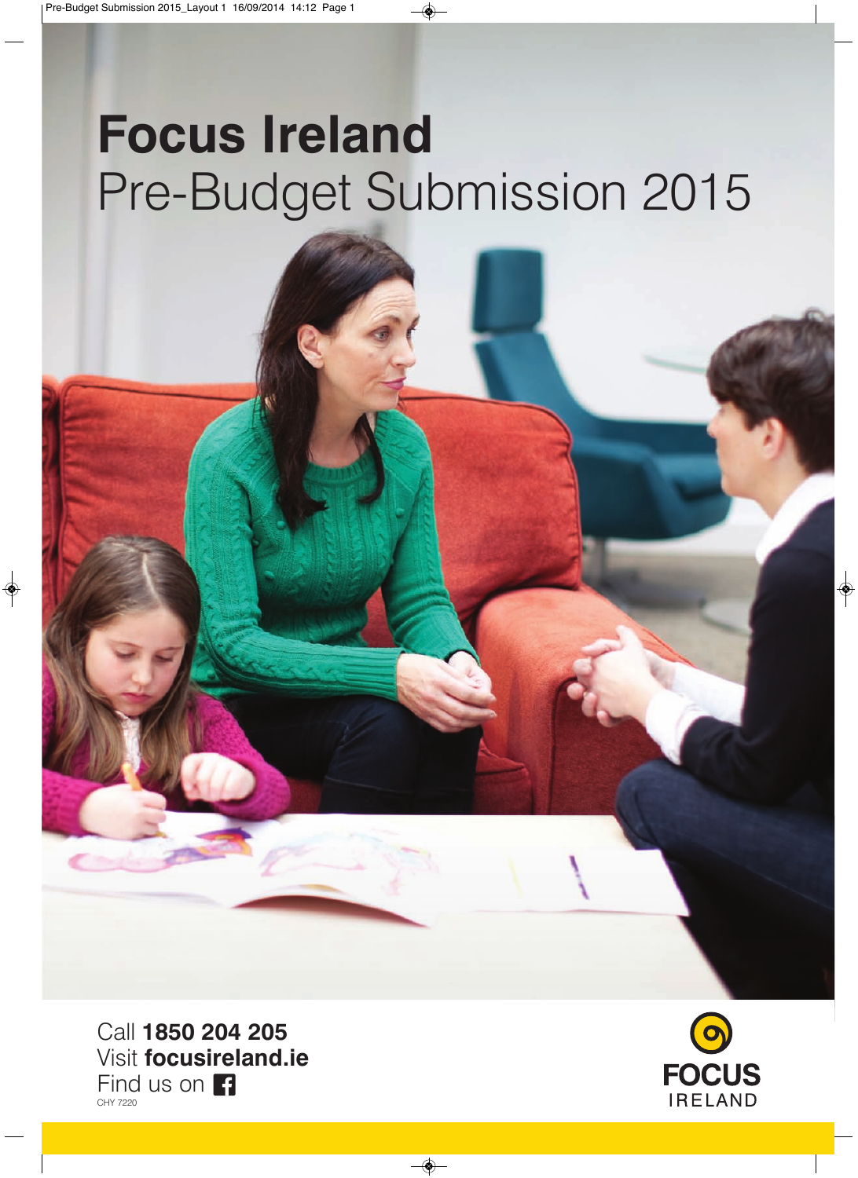# Focus Ireland

## Pre-Budget Submission 2015

Call **1850 204 205**
Visit **focusireland.ie**
Find us on Facebook
CHY 7220

FOCUS IRELAND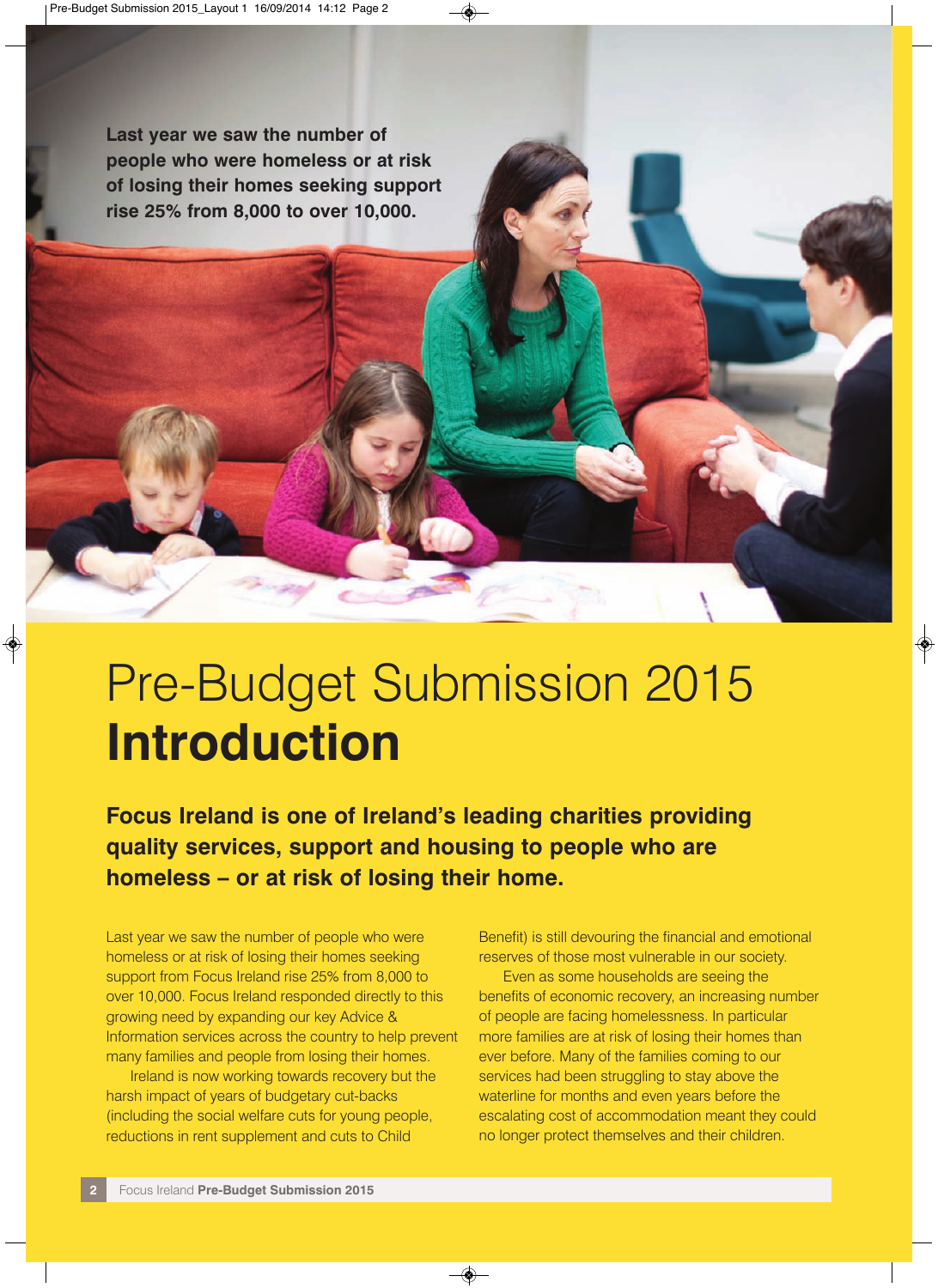**Last year we saw the number of people who were homeless or at risk of losing their homes seeking support rise 25% from 8,000 to over 10,000.**

# Pre-Budget Submission 2015 **Introduction**

**Focus Ireland is one of Ireland's leading charities providing quality services, support and housing to people who are homeless – or at risk of losing their home.**

Last year we saw the number of people who were homeless or at risk of losing their homes seeking support from Focus Ireland rise 25% from 8,000 to over 10,000. Focus Ireland responded directly to this growing need by expanding our key Advice & Information services across the country to help prevent many families and people from losing their homes.

Ireland is now working towards recovery but the harsh impact of years of budgetary cut-backs (including the social welfare cuts for young people, reductions in rent supplement and cuts to Child Benefit) is still devouring the financial and emotional reserves of those most vulnerable in our society.

Even as some households are seeing the benefits of economic recovery, an increasing number of people are facing homelessness. In particular more families are at risk of losing their homes than ever before. Many of the families coming to our services had been struggling to stay above the waterline for months and even years before the escalating cost of accommodation meant they could no longer protect themselves and their children.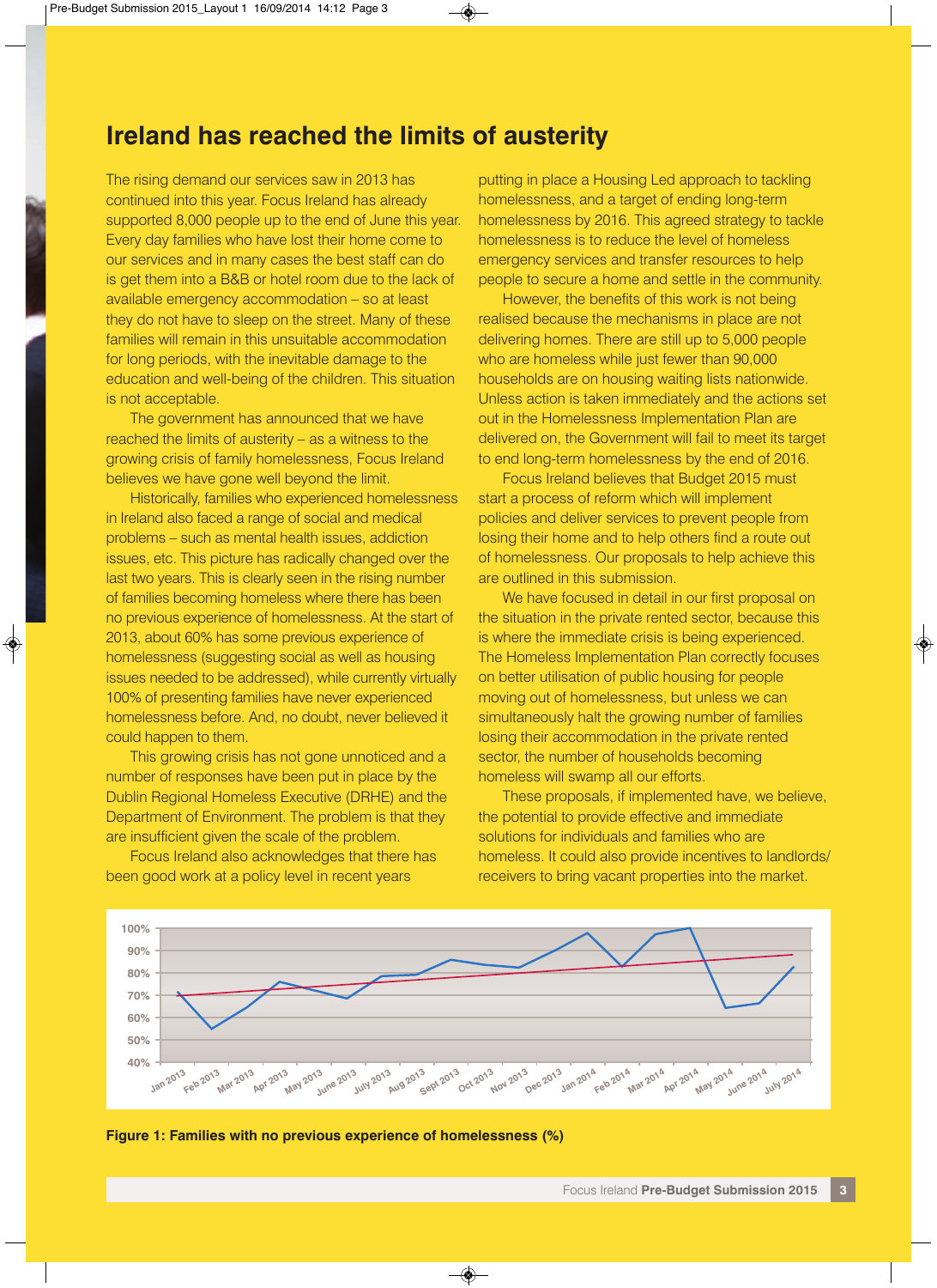# Ireland has reached the limits of austerity

The rising demand our services saw in 2013 has continued into this year. Focus Ireland has already supported 8,000 people up to the end of June this year. Every day families who have lost their home come to our services and in many cases the best staff can do is get them into a B&B or hotel room due to the lack of available emergency accommodation – so at least they do not have to sleep on the street. Many of these families will remain in this unsuitable accommodation for long periods, with the inevitable damage to the education and well-being of the children. This situation is not acceptable.

The government has announced that we have reached the limits of austerity – as a witness to the growing crisis of family homelessness, Focus Ireland believes we have gone well beyond the limit.

Historically, families who experienced homelessness in Ireland also faced a range of social and medical problems – such as mental health issues, addiction issues, etc. This picture has radically changed over the last two years. This is clearly seen in the rising number of families becoming homeless where there has been no previous experience of homelessness. At the start of 2013, about 60% has some previous experience of homelessness (suggesting social as well as housing issues needed to be addressed), while currently virtually 100% of presenting families have never experienced homelessness before. And, no doubt, never believed it could happen to them.

This growing crisis has not gone unnoticed and a number of responses have been put in place by the Dublin Regional Homeless Executive (DRHE) and the Department of Environment. The problem is that they are insufficient given the scale of the problem.

Focus Ireland also acknowledges that there has been good work at a policy level in recent years putting in place a Housing Led approach to tackling homelessness, and a target of ending long-term homelessness by 2016. This agreed strategy to tackle homelessness is to reduce the level of homeless emergency services and transfer resources to help people to secure a home and settle in the community.

However, the benefits of this work is not being realised because the mechanisms in place are not delivering homes. There are still up to 5,000 people who are homeless while just fewer than 90,000 households are on housing waiting lists nationwide. Unless action is taken immediately and the actions set out in the Homelessness Implementation Plan are delivered on, the Government will fail to meet its target to end long-term homelessness by the end of 2016.

Focus Ireland believes that Budget 2015 must start a process of reform which will implement policies and deliver services to prevent people from losing their home and to help others find a route out of homelessness. Our proposals to help achieve this are outlined in this submission.

We have focused in detail in our first proposal on the situation in the private rented sector, because this is where the immediate crisis is being experienced. The Homeless Implementation Plan correctly focuses on better utilisation of public housing for people moving out of homelessness, but unless we can simultaneously halt the growing number of families losing their accommodation in the private rented sector, the number of households becoming homeless will swamp all our efforts.

These proposals, if implemented have, we believe, the potential to provide effective and immediate solutions for individuals and families who are homeless. It could also provide incentives to landlords/receivers to bring vacant properties into the market.

**Figure 1: Families with no previous experience of homelessness (%)**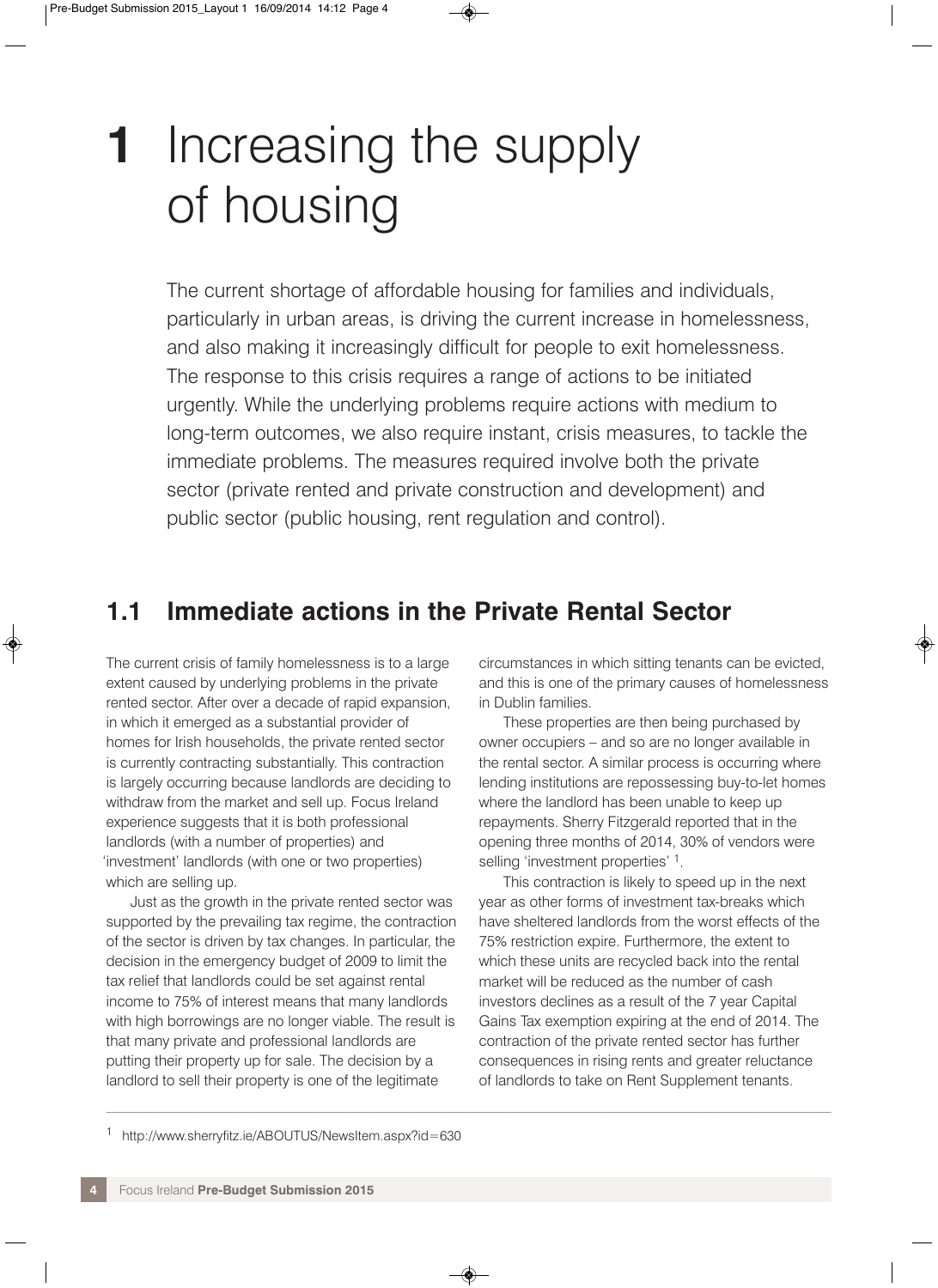// Human-readable note: layout omits printer slug, footer, and page number.
# 1 Increasing the supply of housing

The current shortage of affordable housing for families and individuals, particularly in urban areas, is driving the current increase in homelessness, and also making it increasingly difficult for people to exit homelessness. The response to this crisis requires a range of actions to be initiated urgently. While the underlying problems require actions with medium to long-term outcomes, we also require instant, crisis measures, to tackle the immediate problems. The measures required involve both the private sector (private rented and private construction and development) and public sector (public housing, rent regulation and control).

## 1.1 Immediate actions in the Private Rental Sector

The current crisis of family homelessness is to a large extent caused by underlying problems in the private rented sector. After over a decade of rapid expansion, in which it emerged as a substantial provider of homes for Irish households, the private rented sector is currently contracting substantially. This contraction is largely occurring because landlords are deciding to withdraw from the market and sell up. Focus Ireland experience suggests that it is both professional landlords (with a number of properties) and 'investment' landlords (with one or two properties) which are selling up.

Just as the growth in the private rented sector was supported by the prevailing tax regime, the contraction of the sector is driven by tax changes. In particular, the decision in the emergency budget of 2009 to limit the tax relief that landlords could be set against rental income to 75% of interest means that many landlords with high borrowings are no longer viable. The result is that many private and professional landlords are putting their property up for sale. The decision by a landlord to sell their property is one of the legitimate circumstances in which sitting tenants can be evicted, and this is one of the primary causes of homelessness in Dublin families.

These properties are then being purchased by owner occupiers – and so are no longer available in the rental sector. A similar process is occurring where lending institutions are repossessing buy-to-let homes where the landlord has been unable to keep up repayments. Sherry Fitzgerald reported that in the opening three months of 2014, 30% of vendors were selling 'investment properties' [1].

This contraction is likely to speed up in the next year as other forms of investment tax-breaks which have sheltered landlords from the worst effects of the 75% restriction expire. Furthermore, the extent to which these units are recycled back into the rental market will be reduced as the number of cash investors declines as a result of the 7 year Capital Gains Tax exemption expiring at the end of 2014. The contraction of the private rented sector has further consequences in rising rents and greater reluctance of landlords to take on Rent Supplement tenants.

---

[1] http://www.sherryfitz.ie/ABOUTUS/NewsItem.aspx?id=630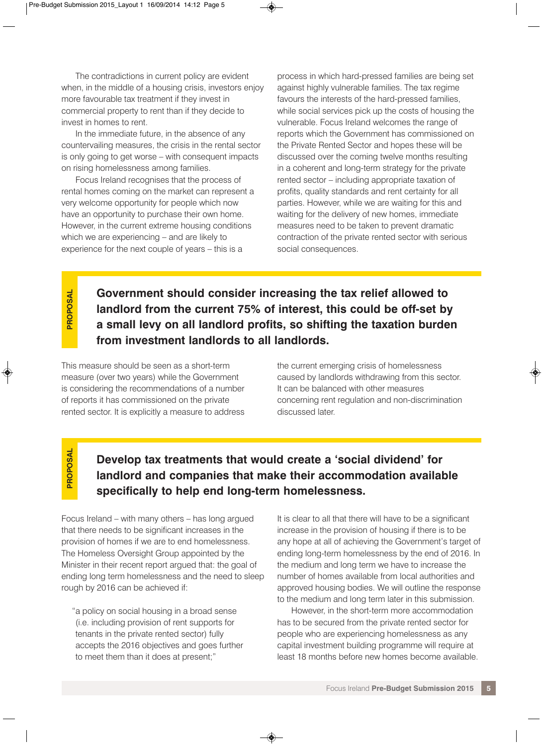The contradictions in current policy are evident when, in the middle of a housing crisis, investors enjoy more favourable tax treatment if they invest in commercial property to rent than if they decide to invest in homes to rent.

In the immediate future, in the absence of any countervailing measures, the crisis in the rental sector is only going to get worse – with consequent impacts on rising homelessness among families.

Focus Ireland recognises that the process of rental homes coming on the market can represent a very welcome opportunity for people which now have an opportunity to purchase their own home. However, in the current extreme housing conditions which we are experiencing – and are likely to experience for the next couple of years – this is a process in which hard-pressed families are being set against highly vulnerable families. The tax regime favours the interests of the hard-pressed families, while social services pick up the costs of housing the vulnerable. Focus Ireland welcomes the range of reports which the Government has commissioned on the Private Rented Sector and hopes these will be discussed over the coming twelve months resulting in a coherent and long-term strategy for the private rented sector – including appropriate taxation of profits, quality standards and rent certainty for all parties. However, while we are waiting for this and waiting for the delivery of new homes, immediate measures need to be taken to prevent dramatic contraction of the private rented sector with serious social consequences.

**PROPOSAL**

**Government should consider increasing the tax relief allowed to landlord from the current 75% of interest, this could be off-set by a small levy on all landlord profits, so shifting the taxation burden from investment landlords to all landlords.**

This measure should be seen as a short-term measure (over two years) while the Government is considering the recommendations of a number of reports it has commissioned on the private rented sector. It is explicitly a measure to address the current emerging crisis of homelessness caused by landlords withdrawing from this sector. It can be balanced with other measures concerning rent regulation and non-discrimination discussed later.

**PROPOSAL**

**Develop tax treatments that would create a 'social dividend' for landlord and companies that make their accommodation available specifically to help end long-term homelessness.**

Focus Ireland – with many others – has long argued that there needs to be significant increases in the provision of homes if we are to end homelessness. The Homeless Oversight Group appointed by the Minister in their recent report argued that: the goal of ending long term homelessness and the need to sleep rough by 2016 can be achieved if:

> "a policy on social housing in a broad sense (i.e. including provision of rent supports for tenants in the private rented sector) fully accepts the 2016 objectives and goes further to meet them than it does at present;"

It is clear to all that there will have to be a significant increase in the provision of housing if there is to be any hope at all of achieving the Government's target of ending long-term homelessness by the end of 2016. In the medium and long term we have to increase the number of homes available from local authorities and approved housing bodies. We will outline the response to the medium and long term later in this submission.

However, in the short-term more accommodation has to be secured from the private rented sector for people who are experiencing homelessness as any capital investment building programme will require at least 18 months before new homes become available.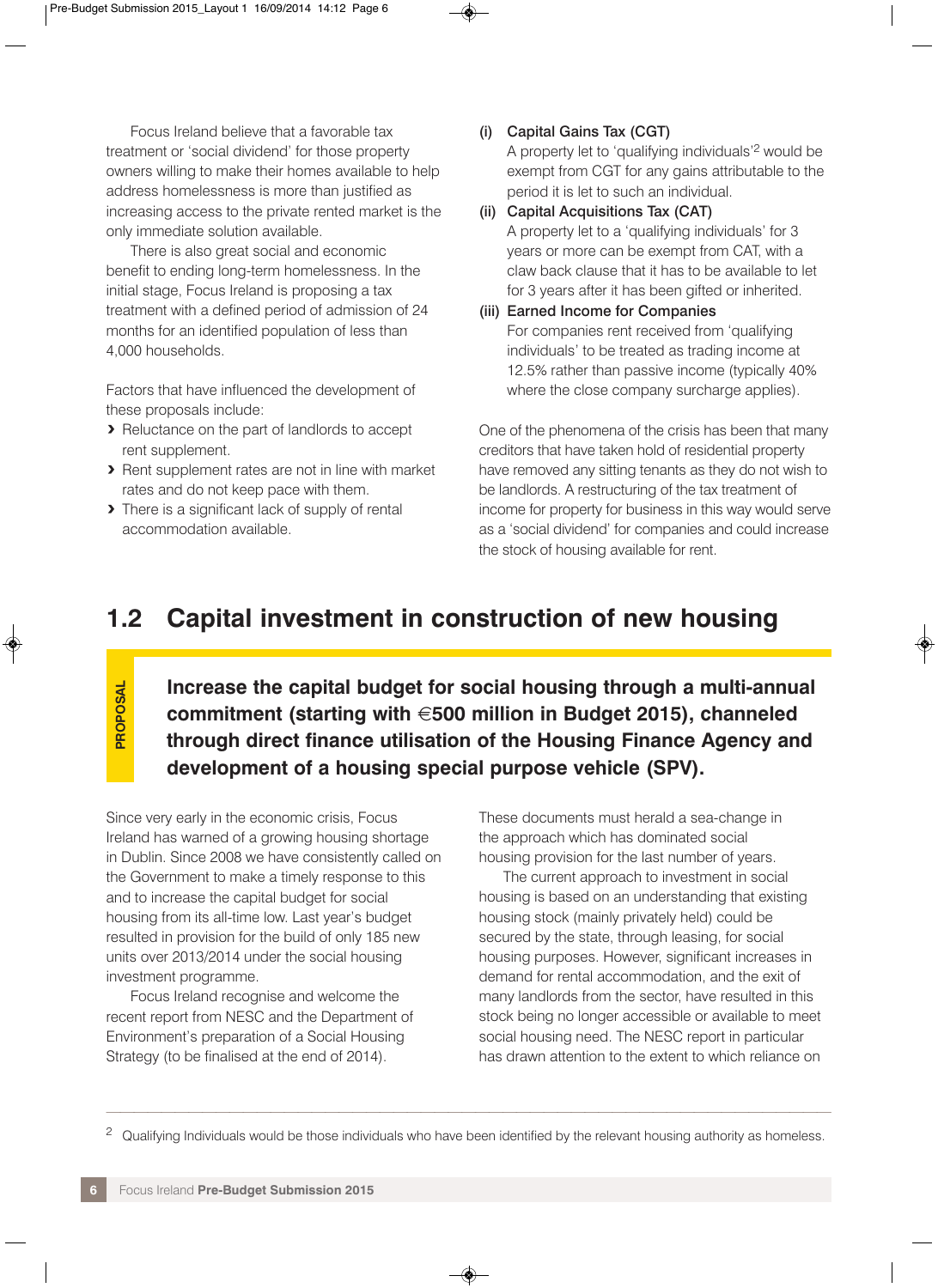Focus Ireland believe that a favorable tax treatment or 'social dividend' for those property owners willing to make their homes available to help address homelessness is more than justified as increasing access to the private rented market is the only immediate solution available.

There is also great social and economic benefit to ending long-term homelessness. In the initial stage, Focus Ireland is proposing a tax treatment with a defined period of admission of 24 months for an identified population of less than 4,000 households.

Factors that have influenced the development of these proposals include:

- Reluctance on the part of landlords to accept rent supplement.
- Rent supplement rates are not in line with market rates and do not keep pace with them.
- There is a significant lack of supply of rental accommodation available.

**(i) Capital Gains Tax (CGT)**
A property let to 'qualifying individuals'[2] would be exempt from CGT for any gains attributable to the period it is let to such an individual.

**(ii) Capital Acquisitions Tax (CAT)**
A property let to a 'qualifying individuals' for 3 years or more can be exempt from CAT, with a claw back clause that it has to be available to let for 3 years after it has been gifted or inherited.

**(iii) Earned Income for Companies**
For companies rent received from 'qualifying individuals' to be treated as trading income at 12.5% rather than passive income (typically 40% where the close company surcharge applies).

One of the phenomena of the crisis has been that many creditors that have taken hold of residential property have removed any sitting tenants as they do not wish to be landlords. A restructuring of the tax treatment of income for property for business in this way would serve as a 'social dividend' for companies and could increase the stock of housing available for rent.

## 1.2 Capital investment in construction of new housing

**PROPOSAL**

**Increase the capital budget for social housing through a multi-annual commitment (starting with €500 million in Budget 2015), channeled through direct finance utilisation of the Housing Finance Agency and development of a housing special purpose vehicle (SPV).**

Since very early in the economic crisis, Focus Ireland has warned of a growing housing shortage in Dublin. Since 2008 we have consistently called on the Government to make a timely response to this and to increase the capital budget for social housing from its all-time low. Last year's budget resulted in provision for the build of only 185 new units over 2013/2014 under the social housing investment programme.

Focus Ireland recognise and welcome the recent report from NESC and the Department of Environment's preparation of a Social Housing Strategy (to be finalised at the end of 2014). These documents must herald a sea-change in the approach which has dominated social housing provision for the last number of years.

The current approach to investment in social housing is based on an understanding that existing housing stock (mainly privately held) could be secured by the state, through leasing, for social housing purposes. However, significant increases in demand for rental accommodation, and the exit of many landlords from the sector, have resulted in this stock being no longer accessible or available to meet social housing need. The NESC report in particular has drawn attention to the extent to which reliance on

[2] Qualifying Individuals would be those individuals who have been identified by the relevant housing authority as homeless.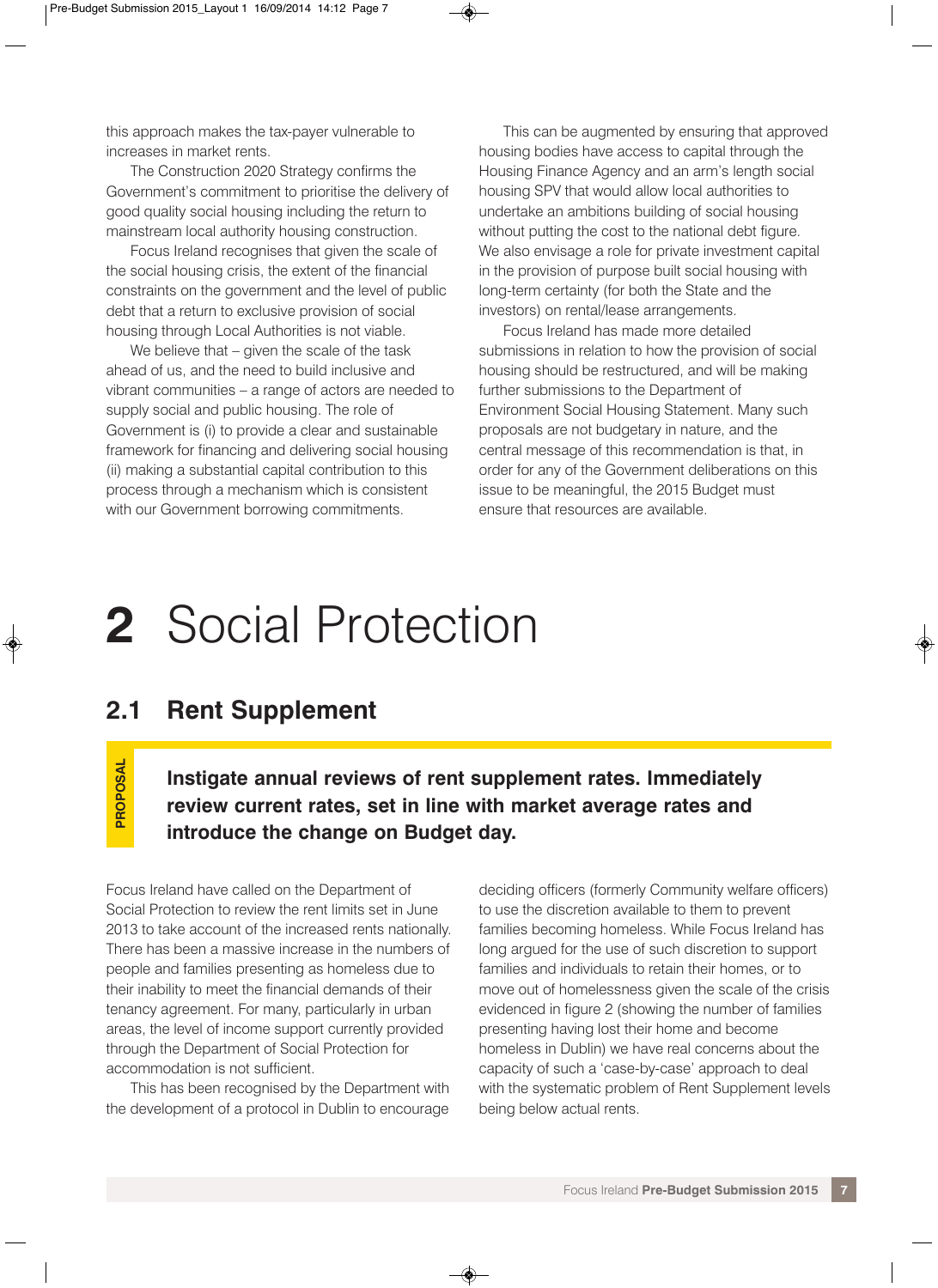this approach makes the tax-payer vulnerable to increases in market rents.

The Construction 2020 Strategy confirms the Government's commitment to prioritise the delivery of good quality social housing including the return to mainstream local authority housing construction.

Focus Ireland recognises that given the scale of the social housing crisis, the extent of the financial constraints on the government and the level of public debt that a return to exclusive provision of social housing through Local Authorities is not viable.

We believe that – given the scale of the task ahead of us, and the need to build inclusive and vibrant communities – a range of actors are needed to supply social and public housing. The role of Government is (i) to provide a clear and sustainable framework for financing and delivering social housing (ii) making a substantial capital contribution to this process through a mechanism which is consistent with our Government borrowing commitments.

This can be augmented by ensuring that approved housing bodies have access to capital through the Housing Finance Agency and an arm's length social housing SPV that would allow local authorities to undertake an ambitions building of social housing without putting the cost to the national debt figure. We also envisage a role for private investment capital in the provision of purpose built social housing with long-term certainty (for both the State and the investors) on rental/lease arrangements.

Focus Ireland has made more detailed submissions in relation to how the provision of social housing should be restructured, and will be making further submissions to the Department of Environment Social Housing Statement. Many such proposals are not budgetary in nature, and the central message of this recommendation is that, in order for any of the Government deliberations on this issue to be meaningful, the 2015 Budget must ensure that resources are available.

# 2 Social Protection

## 2.1 Rent Supplement

**PROPOSAL**

**Instigate annual reviews of rent supplement rates. Immediately review current rates, set in line with market average rates and introduce the change on Budget day.**

Focus Ireland have called on the Department of Social Protection to review the rent limits set in June 2013 to take account of the increased rents nationally. There has been a massive increase in the numbers of people and families presenting as homeless due to their inability to meet the financial demands of their tenancy agreement. For many, particularly in urban areas, the level of income support currently provided through the Department of Social Protection for accommodation is not sufficient.

This has been recognised by the Department with the development of a protocol in Dublin to encourage deciding officers (formerly Community welfare officers) to use the discretion available to them to prevent families becoming homeless. While Focus Ireland has long argued for the use of such discretion to support families and individuals to retain their homes, or to move out of homelessness given the scale of the crisis evidenced in figure 2 (showing the number of families presenting having lost their home and become homeless in Dublin) we have real concerns about the capacity of such a 'case-by-case' approach to deal with the systematic problem of Rent Supplement levels being below actual rents.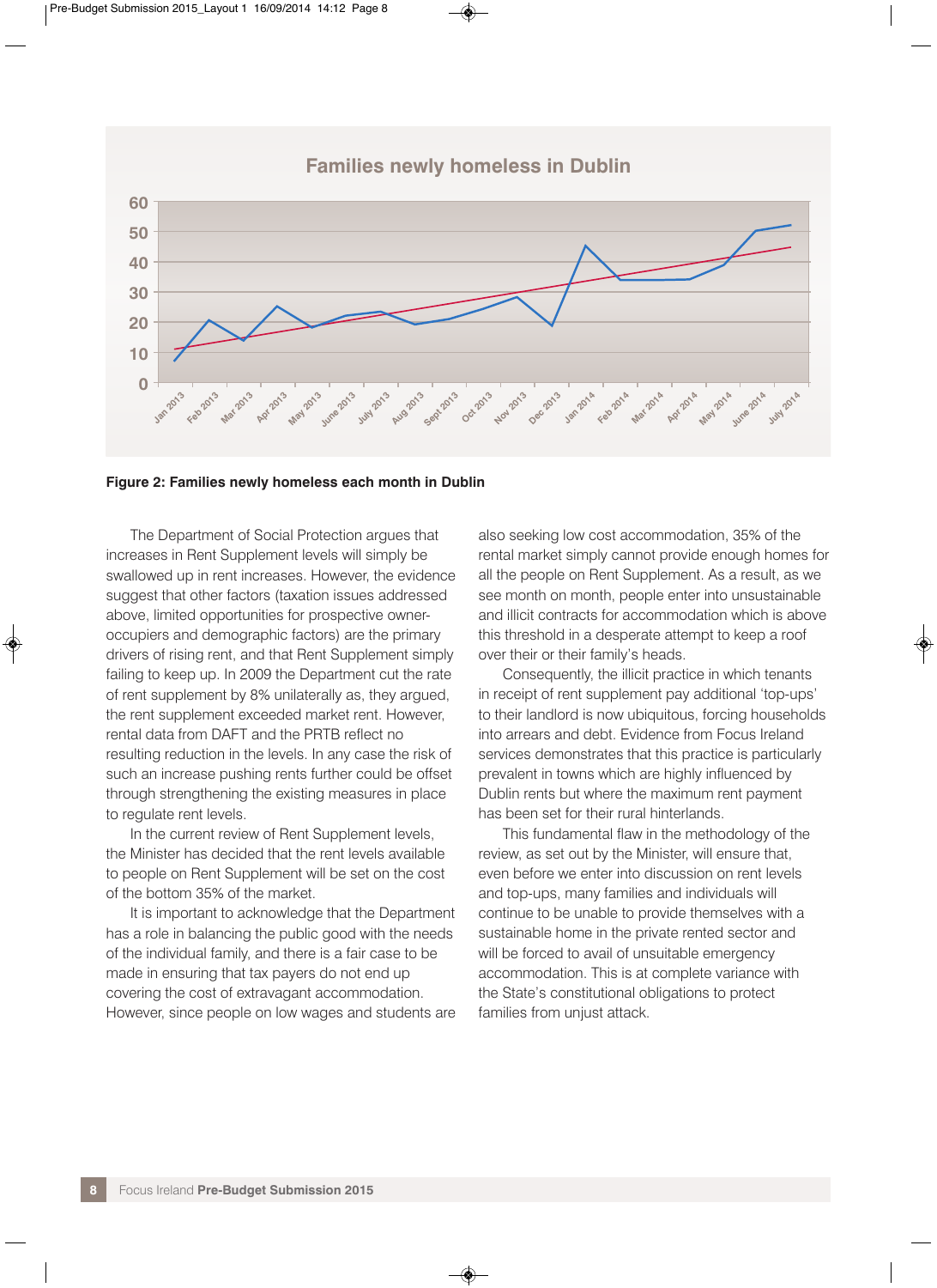Families newly homeless in Dublin

**Figure 2: Families newly homeless each month in Dublin**

The Department of Social Protection argues that increases in Rent Supplement levels will simply be swallowed up in rent increases. However, the evidence suggest that other factors (taxation issues addressed above, limited opportunities for prospective owner-occupiers and demographic factors) are the primary drivers of rising rent, and that Rent Supplement simply failing to keep up. In 2009 the Department cut the rate of rent supplement by 8% unilaterally as, they argued, the rent supplement exceeded market rent. However, rental data from DAFT and the PRTB reflect no resulting reduction in the levels. In any case the risk of such an increase pushing rents further could be offset through strengthening the existing measures in place to regulate rent levels.

In the current review of Rent Supplement levels, the Minister has decided that the rent levels available to people on Rent Supplement will be set on the cost of the bottom 35% of the market.

It is important to acknowledge that the Department has a role in balancing the public good with the needs of the individual family, and there is a fair case to be made in ensuring that tax payers do not end up covering the cost of extravagant accommodation. However, since people on low wages and students are also seeking low cost accommodation, 35% of the rental market simply cannot provide enough homes for all the people on Rent Supplement. As a result, as we see month on month, people enter into unsustainable and illicit contracts for accommodation which is above this threshold in a desperate attempt to keep a roof over their or their family's heads.

Consequently, the illicit practice in which tenants in receipt of rent supplement pay additional 'top-ups' to their landlord is now ubiquitous, forcing households into arrears and debt. Evidence from Focus Ireland services demonstrates that this practice is particularly prevalent in towns which are highly influenced by Dublin rents but where the maximum rent payment has been set for their rural hinterlands.

This fundamental flaw in the methodology of the review, as set out by the Minister, will ensure that, even before we enter into discussion on rent levels and top-ups, many families and individuals will continue to be unable to provide themselves with a sustainable home in the private rented sector and will be forced to avail of unsuitable emergency accommodation. This is at complete variance with the State's constitutional obligations to protect families from unjust attack.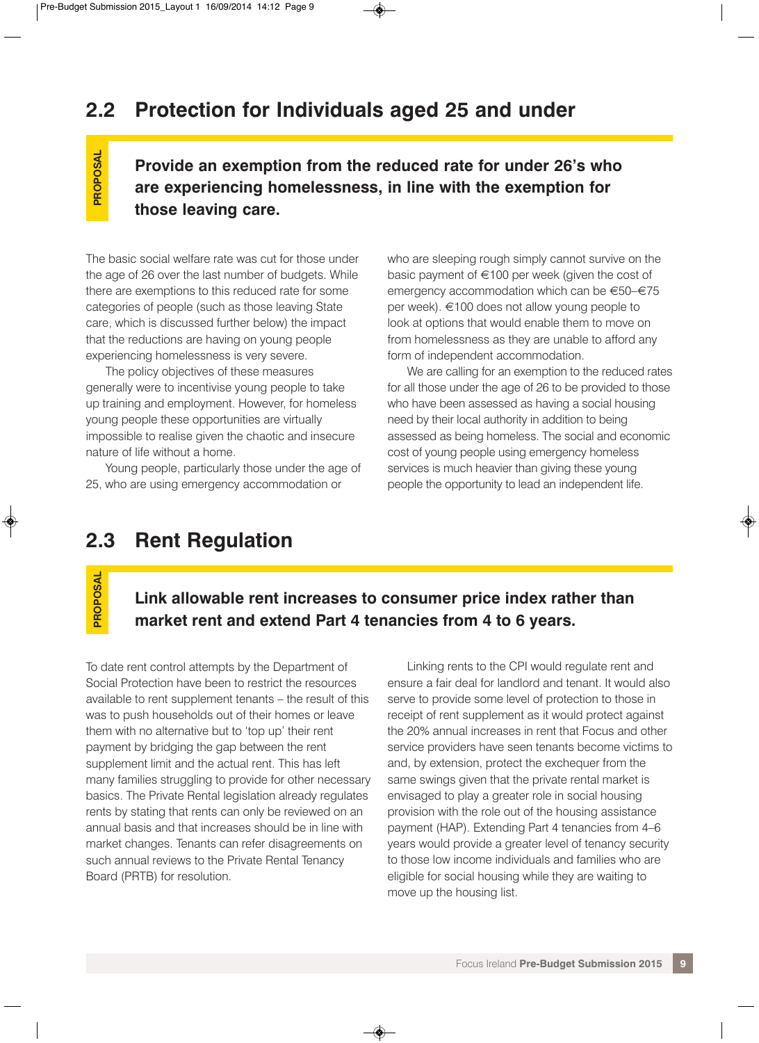## 2.2 Protection for Individuals aged 25 and under

PROPOSAL

**Provide an exemption from the reduced rate for under 26's who are experiencing homelessness, in line with the exemption for those leaving care.**

The basic social welfare rate was cut for those under the age of 26 over the last number of budgets. While there are exemptions to this reduced rate for some categories of people (such as those leaving State care, which is discussed further below) the impact that the reductions are having on young people experiencing homelessness is very severe.

The policy objectives of these measures generally were to incentivise young people to take up training and employment. However, for homeless young people these opportunities are virtually impossible to realise given the chaotic and insecure nature of life without a home.

Young people, particularly those under the age of 25, who are using emergency accommodation or who are sleeping rough simply cannot survive on the basic payment of €100 per week (given the cost of emergency accommodation which can be €50–€75 per week). €100 does not allow young people to look at options that would enable them to move on from homelessness as they are unable to afford any form of independent accommodation.

We are calling for an exemption to the reduced rates for all those under the age of 26 to be provided to those who have been assessed as having a social housing need by their local authority in addition to being assessed as being homeless. The social and economic cost of young people using emergency homeless services is much heavier than giving these young people the opportunity to lead an independent life.

## 2.3 Rent Regulation

PROPOSAL

**Link allowable rent increases to consumer price index rather than market rent and extend Part 4 tenancies from 4 to 6 years.**

To date rent control attempts by the Department of Social Protection have been to restrict the resources available to rent supplement tenants – the result of this was to push households out of their homes or leave them with no alternative but to 'top up' their rent payment by bridging the gap between the rent supplement limit and the actual rent. This has left many families struggling to provide for other necessary basics. The Private Rental legislation already regulates rents by stating that rents can only be reviewed on an annual basis and that increases should be in line with market changes. Tenants can refer disagreements on such annual reviews to the Private Rental Tenancy Board (PRTB) for resolution.

Linking rents to the CPI would regulate rent and ensure a fair deal for landlord and tenant. It would also serve to provide some level of protection to those in receipt of rent supplement as it would protect against the 20% annual increases in rent that Focus and other service providers have seen tenants become victims to and, by extension, protect the exchequer from the same swings given that the private rental market is envisaged to play a greater role in social housing provision with the role out of the housing assistance payment (HAP). Extending Part 4 tenancies from 4–6 years would provide a greater level of tenancy security to those low income individuals and families who are eligible for social housing while they are waiting to move up the housing list.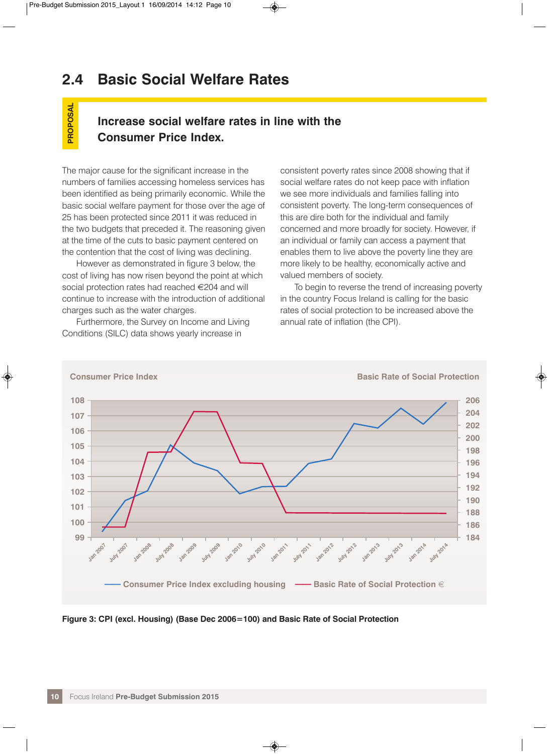## 2.4 Basic Social Welfare Rates

PROPOSAL

**Increase social welfare rates in line with the Consumer Price Index.**

The major cause for the significant increase in the numbers of families accessing homeless services has been identified as being primarily economic. While the basic social welfare payment for those over the age of 25 has been protected since 2011 it was reduced in the two budgets that preceded it. The reasoning given at the time of the cuts to basic payment centered on the contention that the cost of living was declining.

However as demonstrated in figure 3 below, the cost of living has now risen beyond the point at which social protection rates had reached €204 and will continue to increase with the introduction of additional charges such as the water charges.

Furthermore, the Survey on Income and Living Conditions (SILC) data shows yearly increase in consistent poverty rates since 2008 showing that if social welfare rates do not keep pace with inflation we see more individuals and families falling into consistent poverty. The long-term consequences of this are dire both for the individual and family concerned and more broadly for society. However, if an individual or family can access a payment that enables them to live above the poverty line they are more likely to be healthy, economically active and valued members of society.

To begin to reverse the trend of increasing poverty in the country Focus Ireland is calling for the basic rates of social protection to be increased above the annual rate of inflation (the CPI).

**Figure 3: CPI (excl. Housing) (Base Dec 2006=100) and Basic Rate of Social Protection**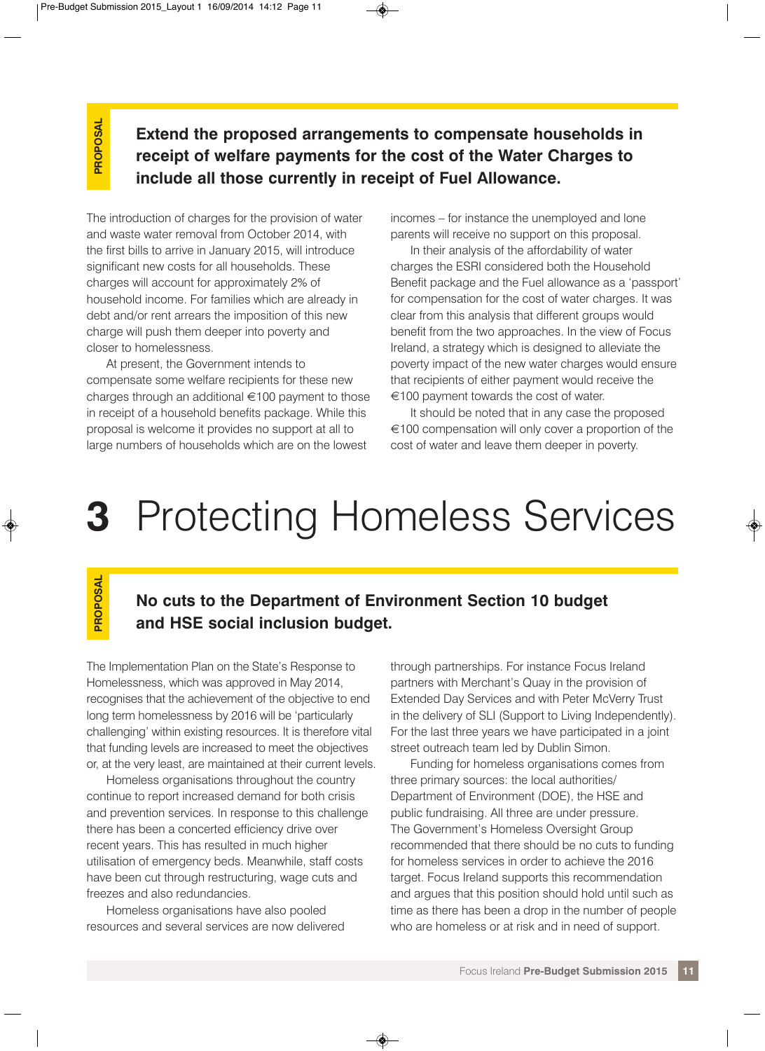**PROPOSAL**

**Extend the proposed arrangements to compensate households in receipt of welfare payments for the cost of the Water Charges to include all those currently in receipt of Fuel Allowance.**

The introduction of charges for the provision of water and waste water removal from October 2014, with the first bills to arrive in January 2015, will introduce significant new costs for all households. These charges will account for approximately 2% of household income. For families which are already in debt and/or rent arrears the imposition of this new charge will push them deeper into poverty and closer to homelessness.

At present, the Government intends to compensate some welfare recipients for these new charges through an additional €100 payment to those in receipt of a household benefits package. While this proposal is welcome it provides no support at all to large numbers of households which are on the lowest incomes – for instance the unemployed and lone parents will receive no support on this proposal.

In their analysis of the affordability of water charges the ESRI considered both the Household Benefit package and the Fuel allowance as a 'passport' for compensation for the cost of water charges. It was clear from this analysis that different groups would benefit from the two approaches. In the view of Focus Ireland, a strategy which is designed to alleviate the poverty impact of the new water charges would ensure that recipients of either payment would receive the €100 payment towards the cost of water.

It should be noted that in any case the proposed €100 compensation will only cover a proportion of the cost of water and leave them deeper in poverty.

# 3 Protecting Homeless Services

**PROPOSAL**

**No cuts to the Department of Environment Section 10 budget and HSE social inclusion budget.**

The Implementation Plan on the State's Response to Homelessness, which was approved in May 2014, recognises that the achievement of the objective to end long term homelessness by 2016 will be 'particularly challenging' within existing resources. It is therefore vital that funding levels are increased to meet the objectives or, at the very least, are maintained at their current levels.

Homeless organisations throughout the country continue to report increased demand for both crisis and prevention services. In response to this challenge there has been a concerted efficiency drive over recent years. This has resulted in much higher utilisation of emergency beds. Meanwhile, staff costs have been cut through restructuring, wage cuts and freezes and also redundancies.

Homeless organisations have also pooled resources and several services are now delivered through partnerships. For instance Focus Ireland partners with Merchant's Quay in the provision of Extended Day Services and with Peter McVerry Trust in the delivery of SLI (Support to Living Independently). For the last three years we have participated in a joint street outreach team led by Dublin Simon.

Funding for homeless organisations comes from three primary sources: the local authorities/ Department of Environment (DOE), the HSE and public fundraising. All three are under pressure. The Government's Homeless Oversight Group recommended that there should be no cuts to funding for homeless services in order to achieve the 2016 target. Focus Ireland supports this recommendation and argues that this position should hold until such as time as there has been a drop in the number of people who are homeless or at risk and in need of support.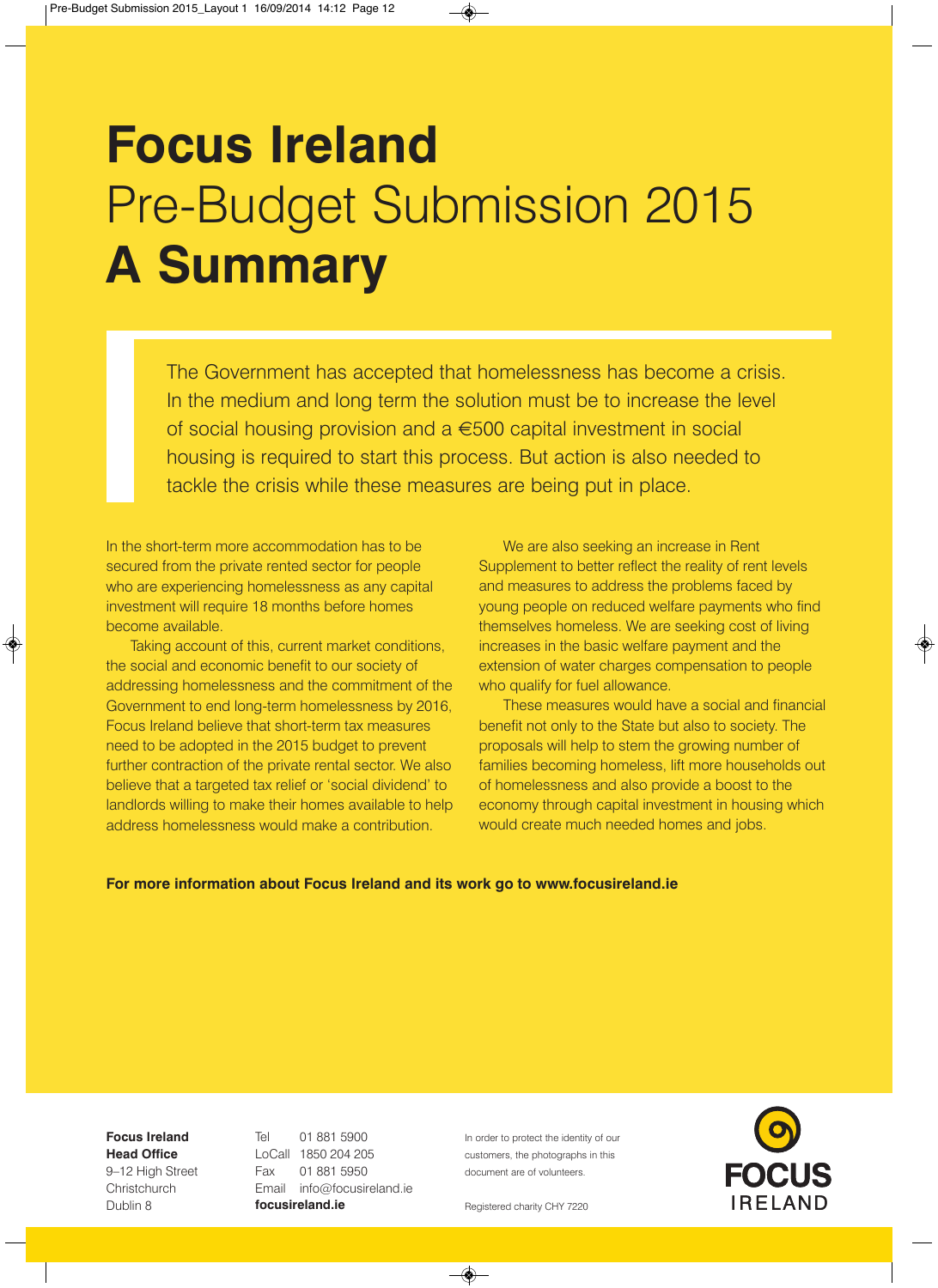# Focus Ireland
# Pre-Budget Submission 2015
# A Summary

> The Government has accepted that homelessness has become a crisis. In the medium and long term the solution must be to increase the level of social housing provision and a €500 capital investment in social housing is required to start this process. But action is also needed to tackle the crisis while these measures are being put in place.

In the short-term more accommodation has to be secured from the private rented sector for people who are experiencing homelessness as any capital investment will require 18 months before homes become available.

Taking account of this, current market conditions, the social and economic benefit to our society of addressing homelessness and the commitment of the Government to end long-term homelessness by 2016, Focus Ireland believe that short-term tax measures need to be adopted in the 2015 budget to prevent further contraction of the private rental sector. We also believe that a targeted tax relief or 'social dividend' to landlords willing to make their homes available to help address homelessness would make a contribution.

We are also seeking an increase in Rent Supplement to better reflect the reality of rent levels and measures to address the problems faced by young people on reduced welfare payments who find themselves homeless. We are seeking cost of living increases in the basic welfare payment and the extension of water charges compensation to people who qualify for fuel allowance.

These measures would have a social and financial benefit not only to the State but also to society. The proposals will help to stem the growing number of families becoming homeless, lift more households out of homelessness and also provide a boost to the economy through capital investment in housing which would create much needed homes and jobs.

**For more information about Focus Ireland and its work go to www.focusireland.ie**

**Focus Ireland**
**Head Office**
9–12 High Street
Christchurch
Dublin 8

Tel 01 881 5900
LoCall 1850 204 205
Fax 01 881 5950
Email info@focusireland.ie
**focusireland.ie**

In order to protect the identity of our customers, the photographs in this document are of volunteers.

Registered charity CHY 7220

FOCUS IRELAND